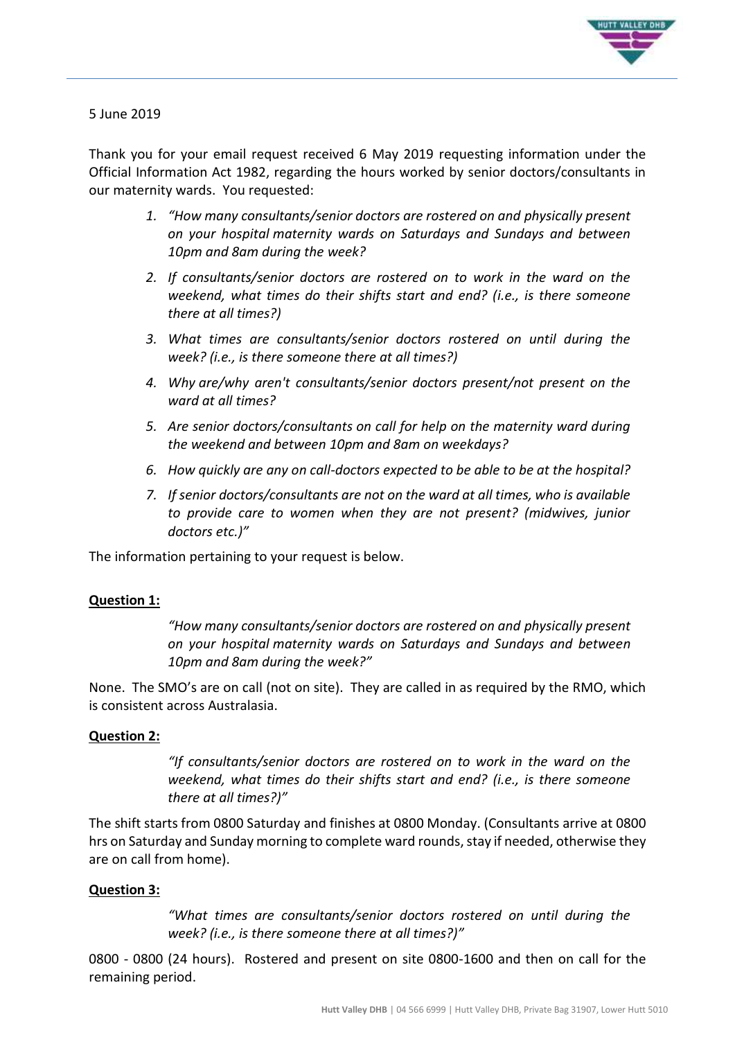5 June 2019

Thank you for your email request received 6 May 2019 requesting information under the Official Information Act 1982, regarding the hours worked by senior doctors/consultants in our maternity wards. You requested:

1. *"How many consultants/senior doctors are rostered on and physically present on your hospital maternity wards on Saturdays and Sundays and between 10pm and 8am during the week?*
2. *If consultants/senior doctors are rostered on to work in the ward on the weekend, what times do their shifts start and end? (i.e., is there someone there at all times?)*
3. *What times are consultants/senior doctors rostered on until during the week? (i.e., is there someone there at all times?)*
4. *Why are/why aren't consultants/senior doctors present/not present on the ward at all times?*
5. *Are senior doctors/consultants on call for help on the maternity ward during the weekend and between 10pm and 8am on weekdays?*
6. *How quickly are any on call-doctors expected to be able to be at the hospital?*
7. *If senior doctors/consultants are not on the ward at all times, who is available to provide care to women when they are not present? (midwives, junior doctors etc.)"*

The information pertaining to your request is below.

**Question 1:**

> *"How many consultants/senior doctors are rostered on and physically present on your hospital maternity wards on Saturdays and Sundays and between 10pm and 8am during the week?"*

None. The SMO's are on call (not on site). They are called in as required by the RMO, which is consistent across Australasia.

**Question 2:**

> *"If consultants/senior doctors are rostered on to work in the ward on the weekend, what times do their shifts start and end? (i.e., is there someone there at all times?)"*

The shift starts from 0800 Saturday and finishes at 0800 Monday. (Consultants arrive at 0800 hrs on Saturday and Sunday morning to complete ward rounds, stay if needed, otherwise they are on call from home).

**Question 3:**

> *"What times are consultants/senior doctors rostered on until during the week? (i.e., is there someone there at all times?)"*

0800 - 0800 (24 hours). Rostered and present on site 0800-1600 and then on call for the remaining period.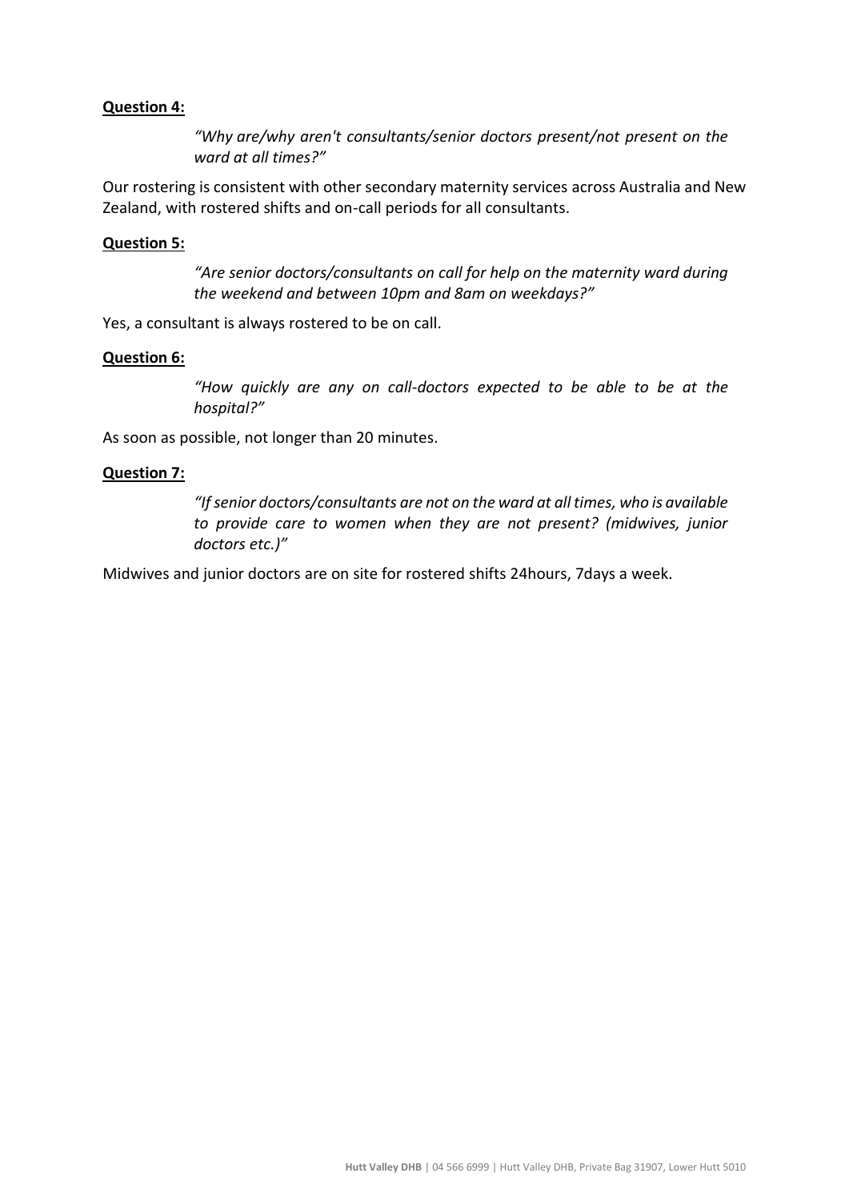**Question 4:**

> *"Why are/why aren't consultants/senior doctors present/not present on the ward at all times?"*

Our rostering is consistent with other secondary maternity services across Australia and New Zealand, with rostered shifts and on-call periods for all consultants.

**Question 5:**

> *"Are senior doctors/consultants on call for help on the maternity ward during the weekend and between 10pm and 8am on weekdays?"*

Yes, a consultant is always rostered to be on call.

**Question 6:**

> *"How quickly are any on call-doctors expected to be able to be at the hospital?"*

As soon as possible, not longer than 20 minutes.

**Question 7:**

> *"If senior doctors/consultants are not on the ward at all times, who is available to provide care to women when they are not present? (midwives, junior doctors etc.)"*

Midwives and junior doctors are on site for rostered shifts 24hours, 7days a week.